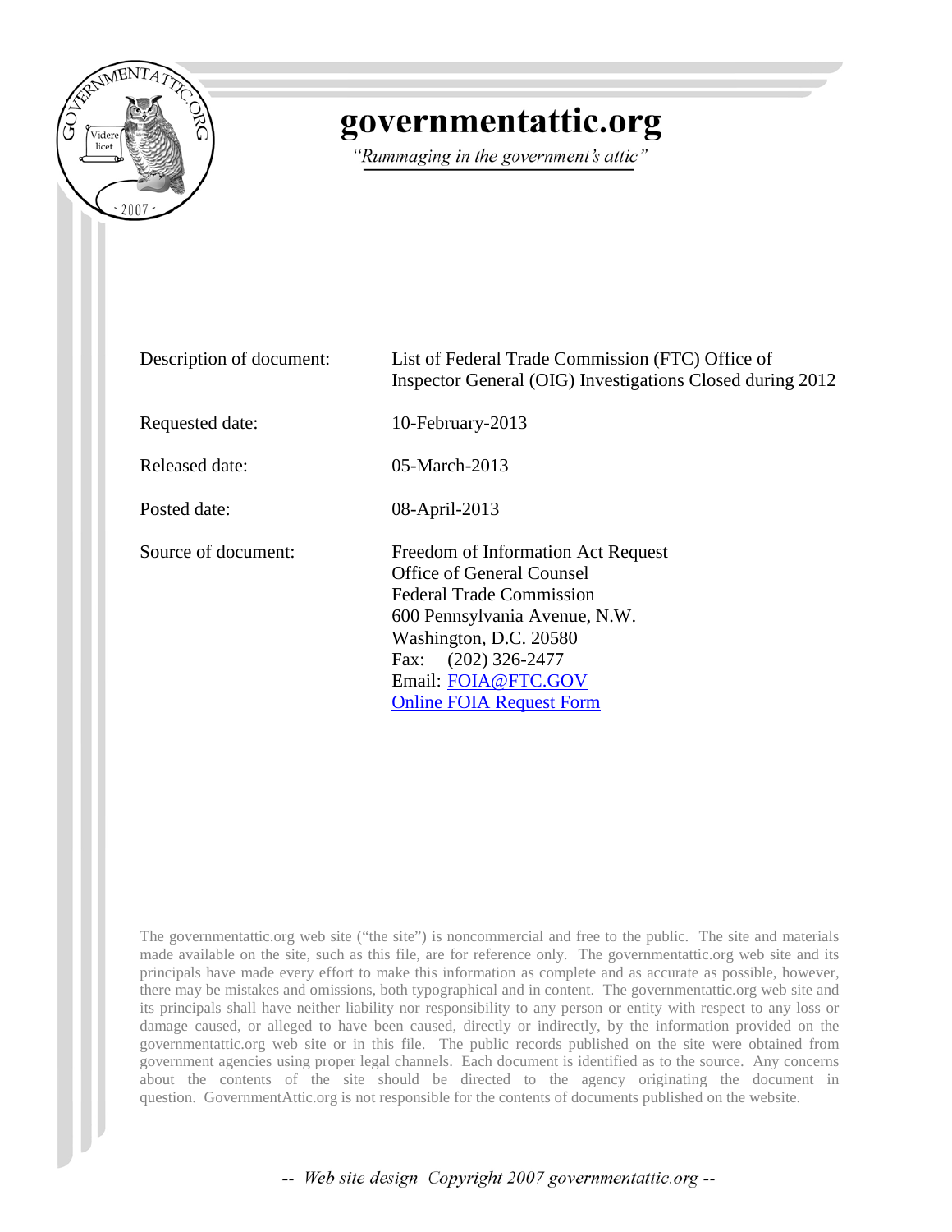# governmentattic.org

*"Rummaging in the government's attic"*

| | |
|---|---|
| Description of document: | List of Federal Trade Commission (FTC) Office of Inspector General (OIG) Investigations Closed during 2012 |
| Requested date: | 10-February-2013 |
| Released date: | 05-March-2013 |
| Posted date: | 08-April-2013 |
| Source of document: | Freedom of Information Act Request<br>Office of General Counsel<br>Federal Trade Commission<br>600 Pennsylvania Avenue, N.W.<br>Washington, D.C. 20580<br>Fax: (202) 326-2477<br>Email: FOIA@FTC.GOV<br>Online FOIA Request Form |

The governmentattic.org web site ("the site") is noncommercial and free to the public. The site and materials made available on the site, such as this file, are for reference only. The governmentattic.org web site and its principals have made every effort to make this information as complete and as accurate as possible, however, there may be mistakes and omissions, both typographical and in content. The governmentattic.org web site and its principals shall have neither liability nor responsibility to any person or entity with respect to any loss or damage caused, or alleged to have been caused, directly or indirectly, by the information provided on the governmentattic.org web site or in this file. The public records published on the site were obtained from government agencies using proper legal channels. Each document is identified as to the source. Any concerns about the contents of the site should be directed to the agency originating the document in question. GovernmentAttic.org is not responsible for the contents of documents published on the website.

-- Web site design Copyright 2007 governmentattic.org --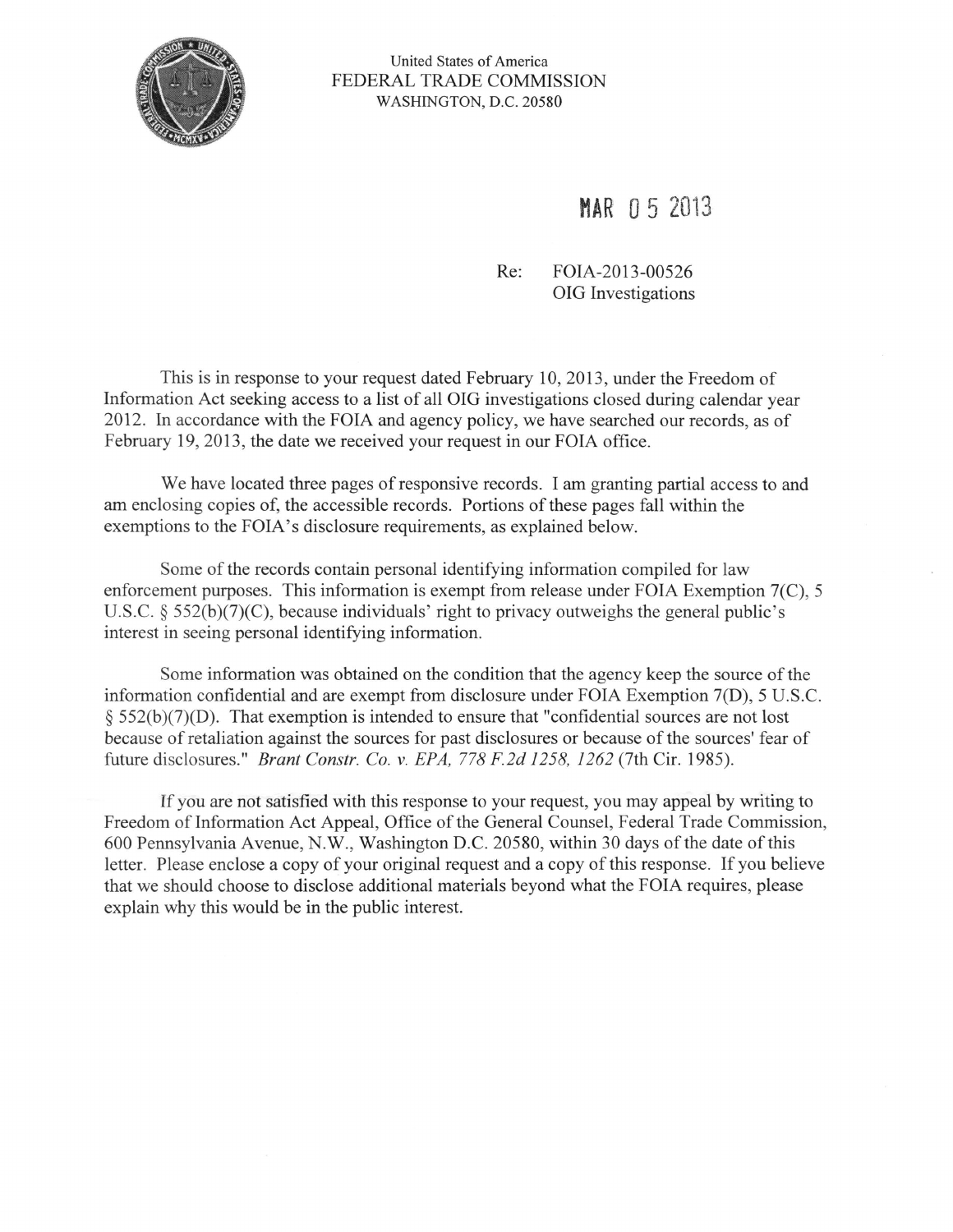United States of America
FEDERAL TRADE COMMISSION
WASHINGTON, D.C. 20580

MAR 05 2013

Re: FOIA-2013-00526
OIG Investigations

This is in response to your request dated February 10, 2013, under the Freedom of Information Act seeking access to a list of all OIG investigations closed during calendar year 2012. In accordance with the FOIA and agency policy, we have searched our records, as of February 19, 2013, the date we received your request in our FOIA office.

We have located three pages of responsive records. I am granting partial access to and am enclosing copies of, the accessible records. Portions of these pages fall within the exemptions to the FOIA's disclosure requirements, as explained below.

Some of the records contain personal identifying information compiled for law enforcement purposes. This information is exempt from release under FOIA Exemption 7(C), 5 U.S.C. § 552(b)(7)(C), because individuals' right to privacy outweighs the general public's interest in seeing personal identifying information.

Some information was obtained on the condition that the agency keep the source of the information confidential and are exempt from disclosure under FOIA Exemption 7(D), 5 U.S.C. § 552(b)(7)(D). That exemption is intended to ensure that "confidential sources are not lost because of retaliation against the sources for past disclosures or because of the sources' fear of future disclosures." *Brant Constr. Co. v. EPA, 778 F.2d 1258, 1262* (7th Cir. 1985).

If you are not satisfied with this response to your request, you may appeal by writing to Freedom of Information Act Appeal, Office of the General Counsel, Federal Trade Commission, 600 Pennsylvania Avenue, N.W., Washington D.C. 20580, within 30 days of the date of this letter. Please enclose a copy of your original request and a copy of this response. If you believe that we should choose to disclose additional materials beyond what the FOIA requires, please explain why this would be in the public interest.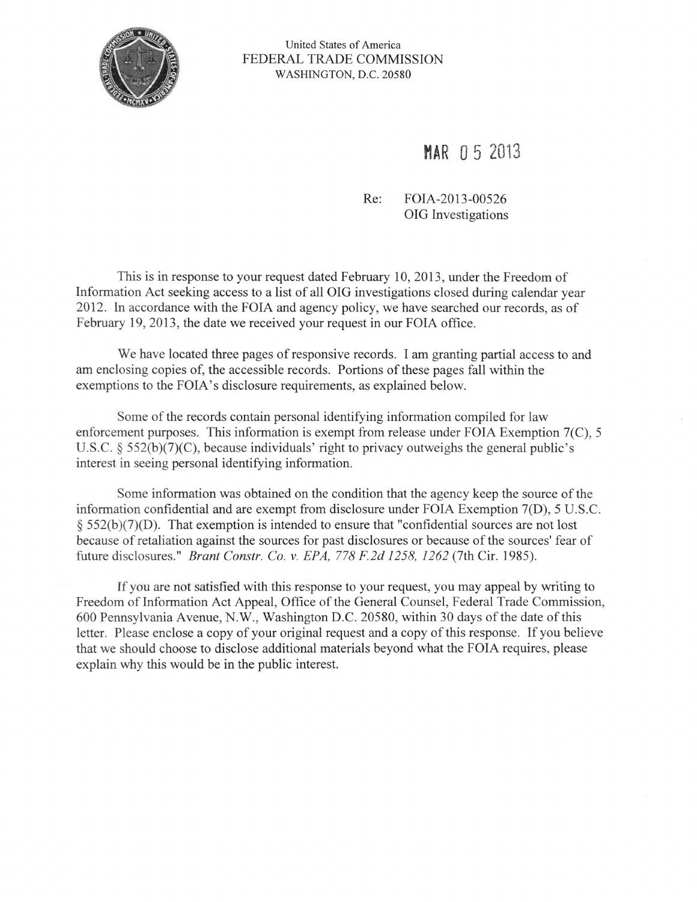United States of America
FEDERAL TRADE COMMISSION
WASHINGTON, D.C. 20580

MAR 05 2013

Re: FOIA-2013-00526
OIG Investigations

This is in response to your request dated February 10, 2013, under the Freedom of Information Act seeking access to a list of all OIG investigations closed during calendar year 2012. In accordance with the FOIA and agency policy, we have searched our records, as of February 19, 2013, the date we received your request in our FOIA office.

We have located three pages of responsive records. I am granting partial access to and am enclosing copies of, the accessible records. Portions of these pages fall within the exemptions to the FOIA's disclosure requirements, as explained below.

Some of the records contain personal identifying information compiled for law enforcement purposes. This information is exempt from release under FOIA Exemption 7(C), 5 U.S.C. § 552(b)(7)(C), because individuals' right to privacy outweighs the general public's interest in seeing personal identifying information.

Some information was obtained on the condition that the agency keep the source of the information confidential and are exempt from disclosure under FOIA Exemption 7(D), 5 U.S.C. § 552(b)(7)(D). That exemption is intended to ensure that "confidential sources are not lost because of retaliation against the sources for past disclosures or because of the sources' fear of future disclosures." *Brant Constr. Co. v. EPA, 778 F.2d 1258, 1262* (7th Cir. 1985).

If you are not satisfied with this response to your request, you may appeal by writing to Freedom of Information Act Appeal, Office of the General Counsel, Federal Trade Commission, 600 Pennsylvania Avenue, N.W., Washington D.C. 20580, within 30 days of the date of this letter. Please enclose a copy of your original request and a copy of this response. If you believe that we should choose to disclose additional materials beyond what the FOIA requires, please explain why this would be in the public interest.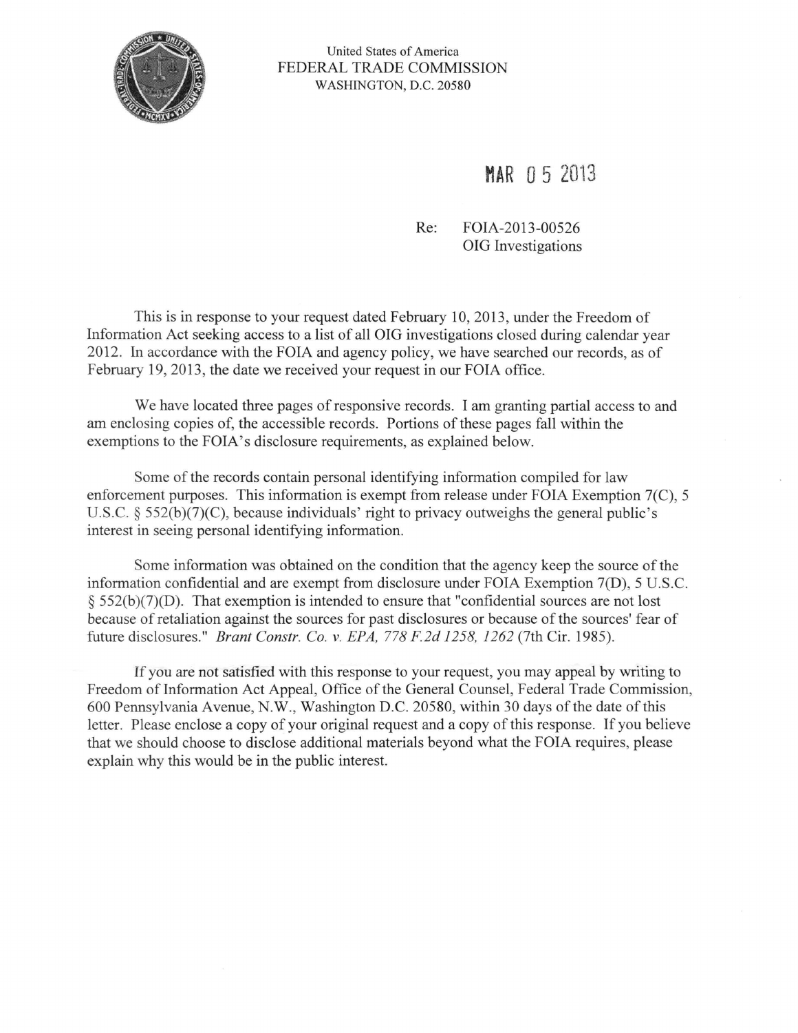United States of America
FEDERAL TRADE COMMISSION
WASHINGTON, D.C. 20580

MAR 05 2013

Re: FOIA-2013-00526
OIG Investigations

This is in response to your request dated February 10, 2013, under the Freedom of Information Act seeking access to a list of all OIG investigations closed during calendar year 2012. In accordance with the FOIA and agency policy, we have searched our records, as of February 19, 2013, the date we received your request in our FOIA office.

We have located three pages of responsive records. I am granting partial access to and am enclosing copies of, the accessible records. Portions of these pages fall within the exemptions to the FOIA's disclosure requirements, as explained below.

Some of the records contain personal identifying information compiled for law enforcement purposes. This information is exempt from release under FOIA Exemption 7(C), 5 U.S.C. § 552(b)(7)(C), because individuals' right to privacy outweighs the general public's interest in seeing personal identifying information.

Some information was obtained on the condition that the agency keep the source of the information confidential and are exempt from disclosure under FOIA Exemption 7(D), 5 U.S.C. § 552(b)(7)(D). That exemption is intended to ensure that "confidential sources are not lost because of retaliation against the sources for past disclosures or because of the sources' fear of future disclosures." *Brant Constr. Co. v. EPA, 778 F.2d 1258, 1262* (7th Cir. 1985).

If you are not satisfied with this response to your request, you may appeal by writing to Freedom of Information Act Appeal, Office of the General Counsel, Federal Trade Commission, 600 Pennsylvania Avenue, N.W., Washington D.C. 20580, within 30 days of the date of this letter. Please enclose a copy of your original request and a copy of this response. If you believe that we should choose to disclose additional materials beyond what the FOIA requires, please explain why this would be in the public interest.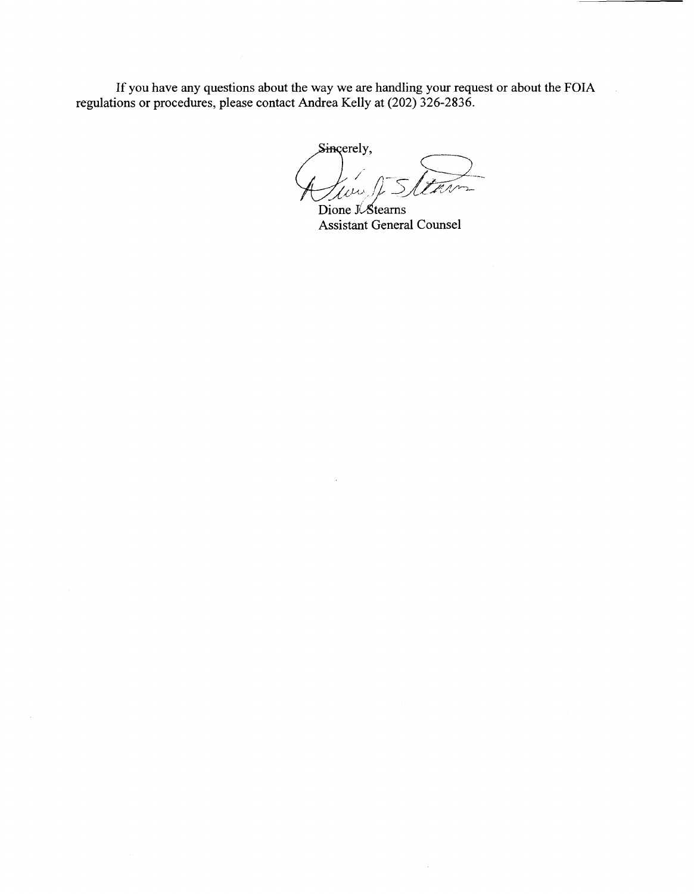If you have any questions about the way we are handling your request or about the FOIA regulations or procedures, please contact Andrea Kelly at (202) 326-2836.

Sincerely,

Dione J. Stearns
Assistant General Counsel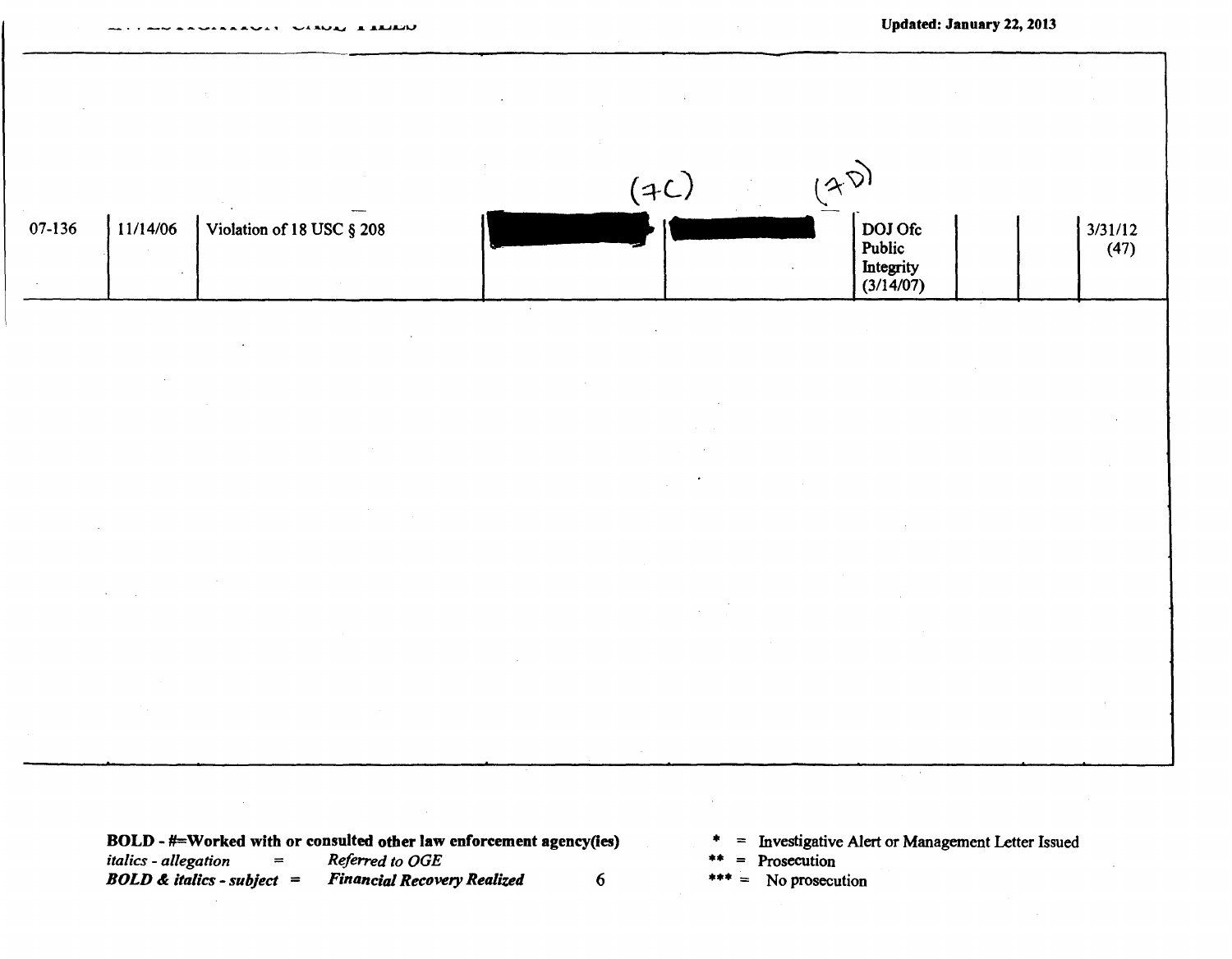Updated: January 22, 2013

| | | | | | | | | |
|---|---|---|---|---|---|---|---|---|
| | | | (7C) | (7D) | | | | |
| 07-136 | 11/14/06 | Violation of 18 USC § 208 | | | DOJ Ofc Public Integrity (3/14/07) | | | 3/31/12 (47) |

**BOLD - #=Worked with or consulted other law enforcement agency(ies)**
*italics - allegation* = *Referred to OGE*
***BOLD & italics - subject*** = ***Financial Recovery Realized***

\* = Investigative Alert or Management Letter Issued
\** = Prosecution
\*** = No prosecution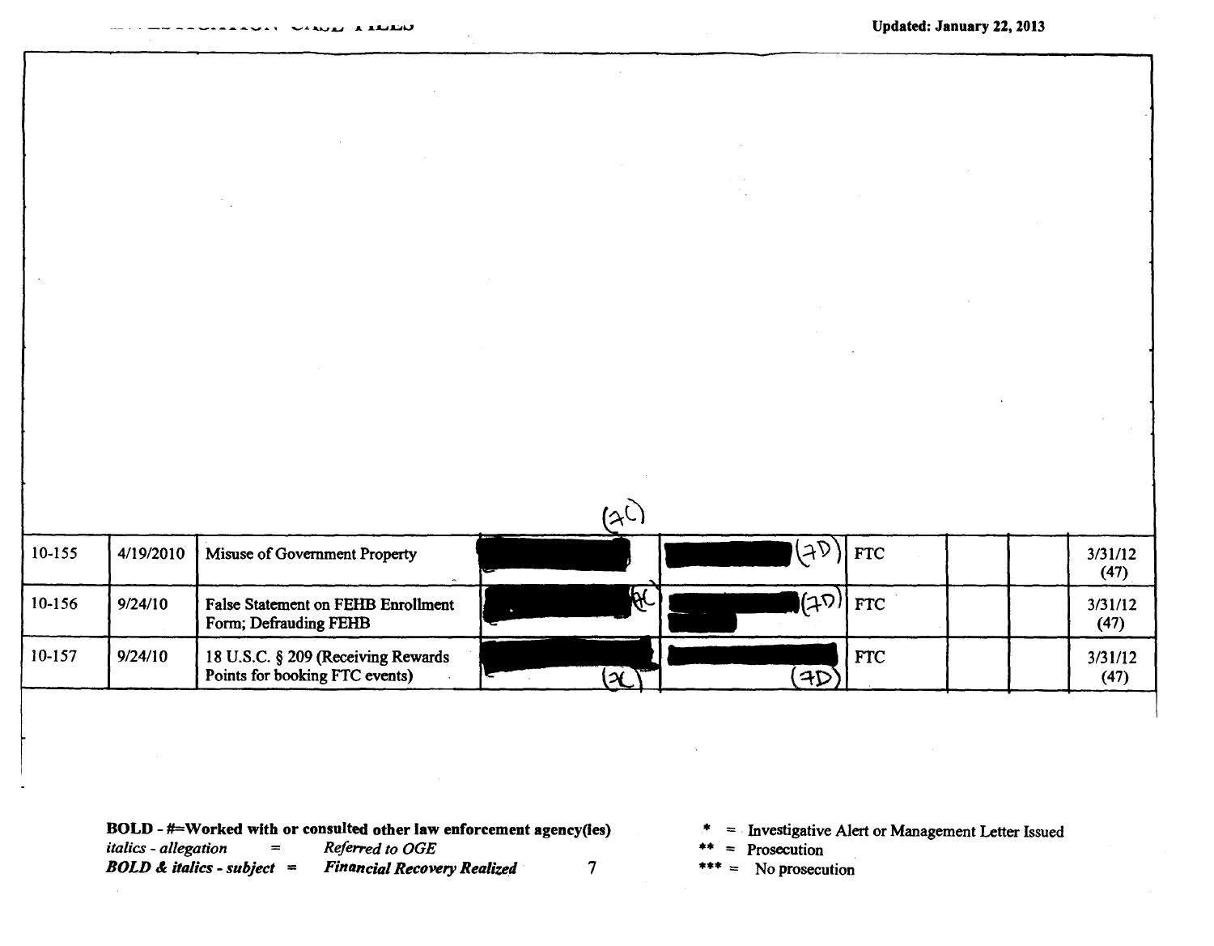| | | | | | | | | |
|---|---|---|---|---|---|---|---|---|
| 10-155 | 4/19/2010 | Misuse of Government Property | (7C) | (7D) | FTC | | | 3/31/12 (47) |
| 10-156 | 9/24/10 | False Statement on FEHB Enrollment Form; Defrauding FEHB | (7C) | (7D) | FTC | | | 3/31/12 (47) |
| 10-157 | 9/24/10 | 18 U.S.C. § 209 (Receiving Rewards Points for booking FTC events) | (7C) | (7D) | FTC | | | 3/31/12 (47) |

**BOLD - #=Worked with or consulted other law enforcement agency(ies)**
*italics - allegation* = *Referred to OGE*
***BOLD & italics - subject*** = ***Financial Recovery Realized***

\* = Investigative Alert or Management Letter Issued
\*\* = Prosecution
\*\*\* = No prosecution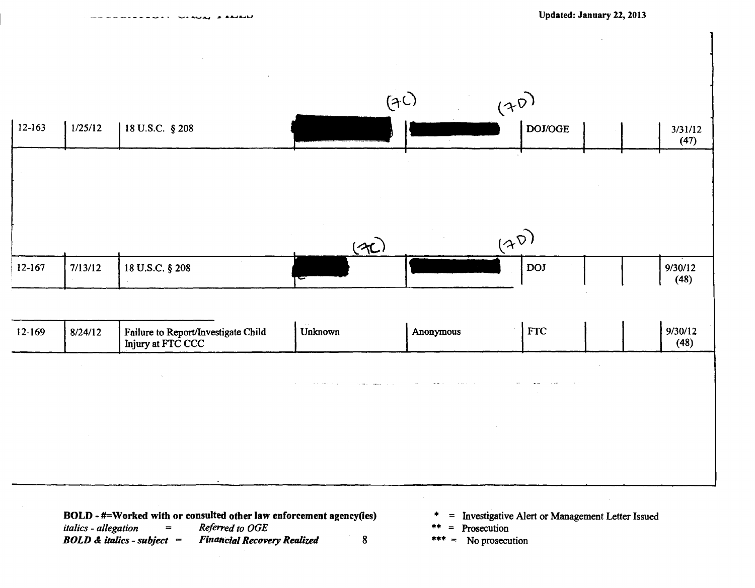Updated: January 22, 2013

| | | | | | | | | |
|---|---|---|---|---|---|---|---|---|
| 12-163 | 1/25/12 | 18 U.S.C. § 208 | (7C) | (7D) | DOJ/OGE | | | 3/31/12 (47) |
| 12-167 | 7/13/12 | 18 U.S.C. § 208 | (7C) | (7D) | DOJ | | | 9/30/12 (48) |
| 12-169 | 8/24/12 | Failure to Report/Investigate Child Injury at FTC CCC | Unknown | Anonymous | FTC | | | 9/30/12 (48) |

**BOLD - #=Worked with or consulted other law enforcement agency(ies)**
*italics - allegation* = *Referred to OGE*
***BOLD & italics - subject*** = ***Financial Recovery Realized***

* = Investigative Alert or Management Letter Issued
** = Prosecution
*** = No prosecution